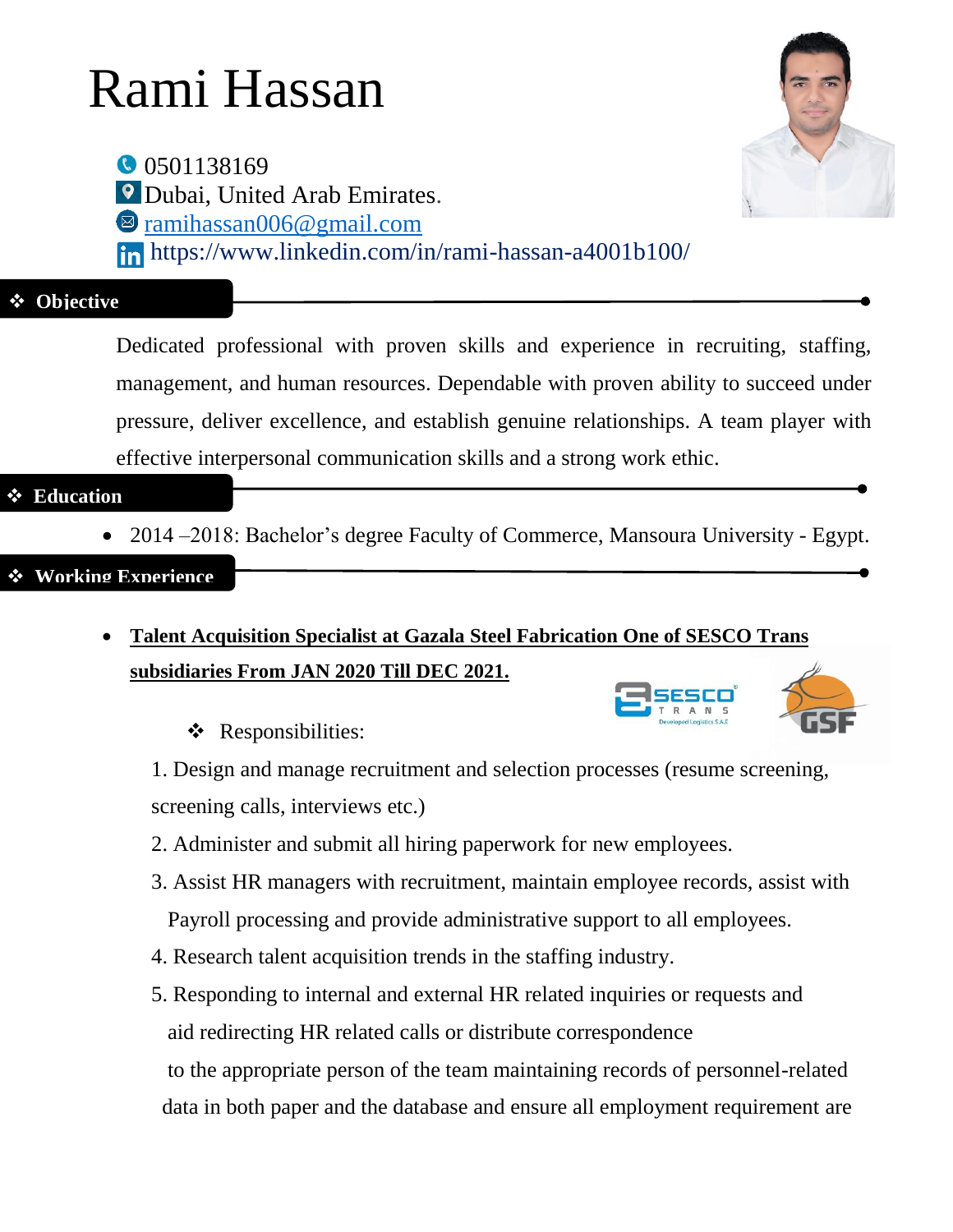# Rami Hassan

0501138169
Dubai, United Arab Emirates.
ramihassan006@gmail.com
https://www.linkedin.com/in/rami-hassan-a4001b100/

## ❖ Objective

Dedicated professional with proven skills and experience in recruiting, staffing, management, and human resources. Dependable with proven ability to succeed under pressure, deliver excellence, and establish genuine relationships. A team player with effective interpersonal communication skills and a strong work ethic.

## ❖ Education

- 2014 –2018: Bachelor's degree Faculty of Commerce, Mansoura University - Egypt.

## ❖ Working Experience

- **Talent Acquisition Specialist at Gazala Steel Fabrication One of SESCO Trans subsidiaries From JAN 2020 Till DEC 2021.**

  ❖ Responsibilities:

  1. Design and manage recruitment and selection processes (resume screening, screening calls, interviews etc.)
  2. Administer and submit all hiring paperwork for new employees.
  3. Assist HR managers with recruitment, maintain employee records, assist with Payroll processing and provide administrative support to all employees.
  4. Research talent acquisition trends in the staffing industry.
  5. Responding to internal and external HR related inquiries or requests and aid redirecting HR related calls or distribute correspondence to the appropriate person of the team maintaining records of personnel-related data in both paper and the database and ensure all employment requirement are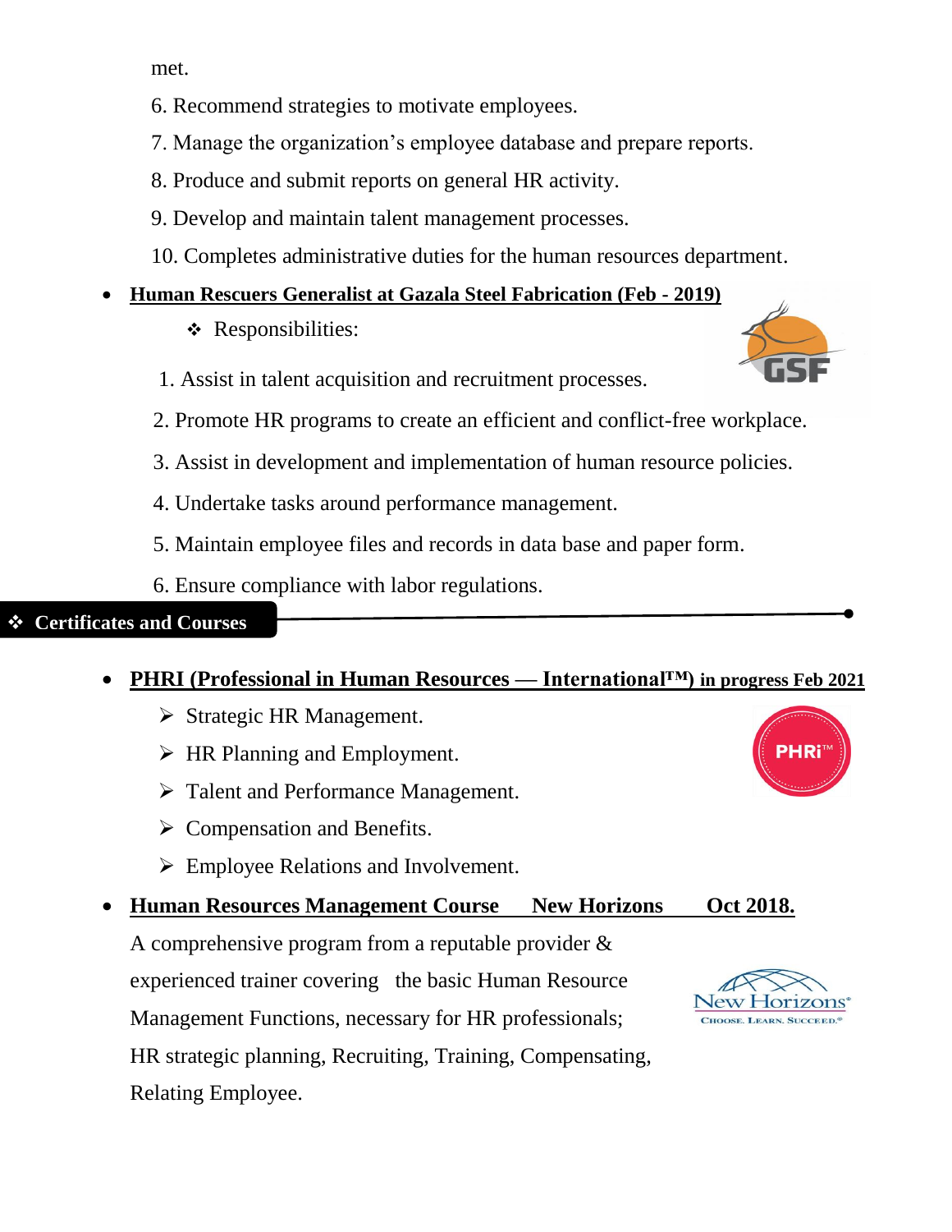met.

6. Recommend strategies to motivate employees.
7. Manage the organization's employee database and prepare reports.
8. Produce and submit reports on general HR activity.
9. Develop and maintain talent management processes.
10. Completes administrative duties for the human resources department.

- **Human Rescuers Generalist at Gazala Steel Fabrication (Feb - 2019)**
  - ❖ Responsibilities:

1. Assist in talent acquisition and recruitment processes.
2. Promote HR programs to create an efficient and conflict-free workplace.
3. Assist in development and implementation of human resource policies.
4. Undertake tasks around performance management.
5. Maintain employee files and records in data base and paper form.
6. Ensure compliance with labor regulations.

## ❖ Certificates and Courses

- **PHRI (Professional in Human Resources — International™) in progress Feb 2021**
  - ➢ Strategic HR Management.
  - ➢ HR Planning and Employment.
  - ➢ Talent and Performance Management.
  - ➢ Compensation and Benefits.
  - ➢ Employee Relations and Involvement.

- **Human Resources Management Course New Horizons Oct 2018.**

  A comprehensive program from a reputable provider & experienced trainer covering the basic Human Resource Management Functions, necessary for HR professionals; HR strategic planning, Recruiting, Training, Compensating, Relating Employee.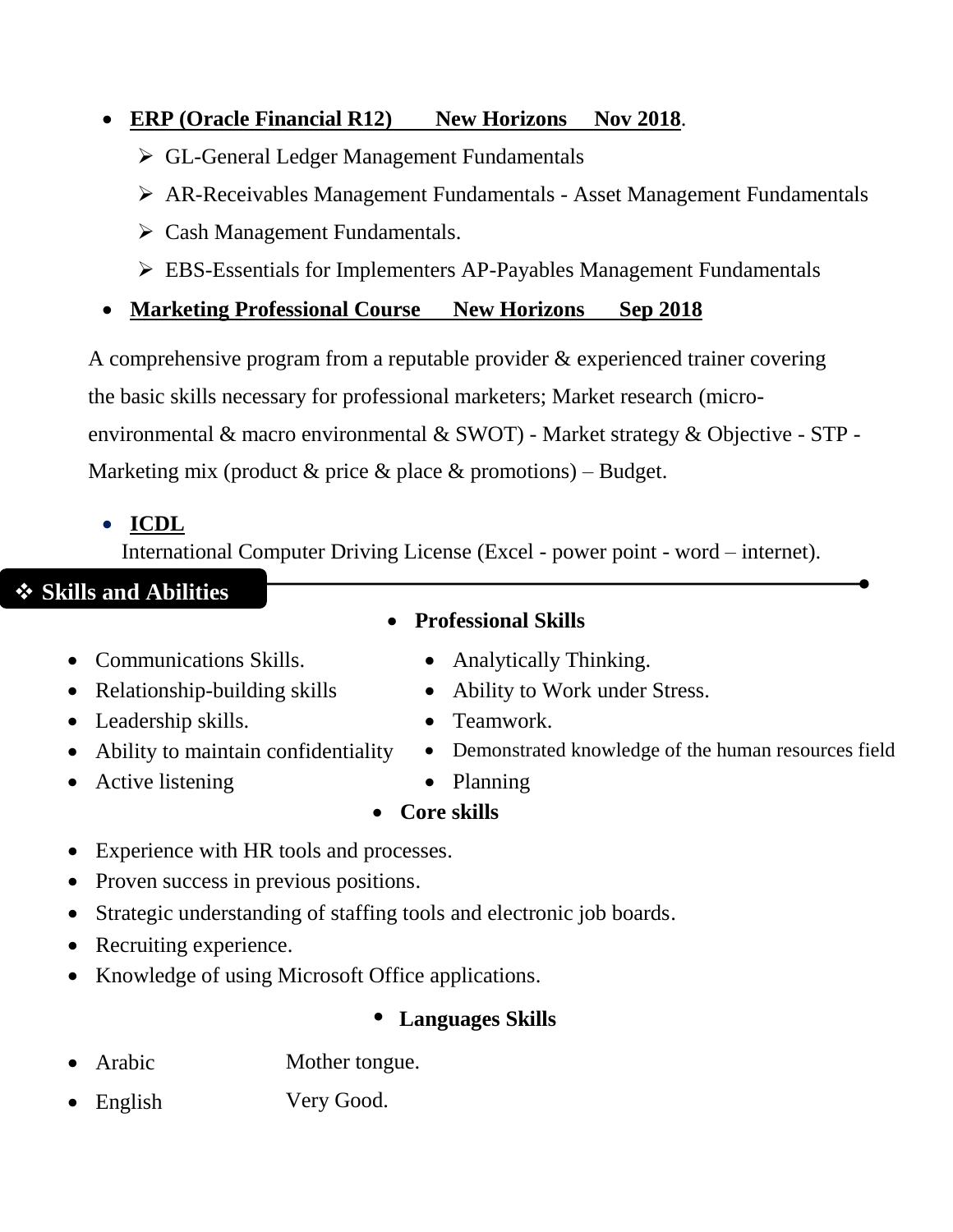- **ERP (Oracle Financial R12)       New Horizons     Nov 2018**.
  - ➢ GL-General Ledger Management Fundamentals
  - ➢ AR-Receivables Management Fundamentals - Asset Management Fundamentals
  - ➢ Cash Management Fundamentals.
  - ➢ EBS-Essentials for Implementers AP-Payables Management Fundamentals
- **Marketing Professional Course      New Horizons      Sep 2018**

A comprehensive program from a reputable provider & experienced trainer covering the basic skills necessary for professional marketers; Market research (micro-environmental & macro environmental & SWOT) - Market strategy & Objective - STP - Marketing mix (product & price & place & promotions) – Budget.

- **ICDL**
  International Computer Driving License (Excel - power point - word – internet).

## ❖ Skills and Abilities

- **Professional Skills**

- Communications Skills.
- Relationship-building skills
- Leadership skills.
- Ability to maintain confidentiality
- Active listening
- Analytically Thinking.
- Ability to Work under Stress.
- Teamwork.
- Demonstrated knowledge of the human resources field
- Planning

- **Core skills**

- Experience with HR tools and processes.
- Proven success in previous positions.
- Strategic understanding of staffing tools and electronic job boards.
- Recruiting experience.
- Knowledge of using Microsoft Office applications.

- **Languages Skills**

- Arabic          Mother tongue.
- English          Very Good.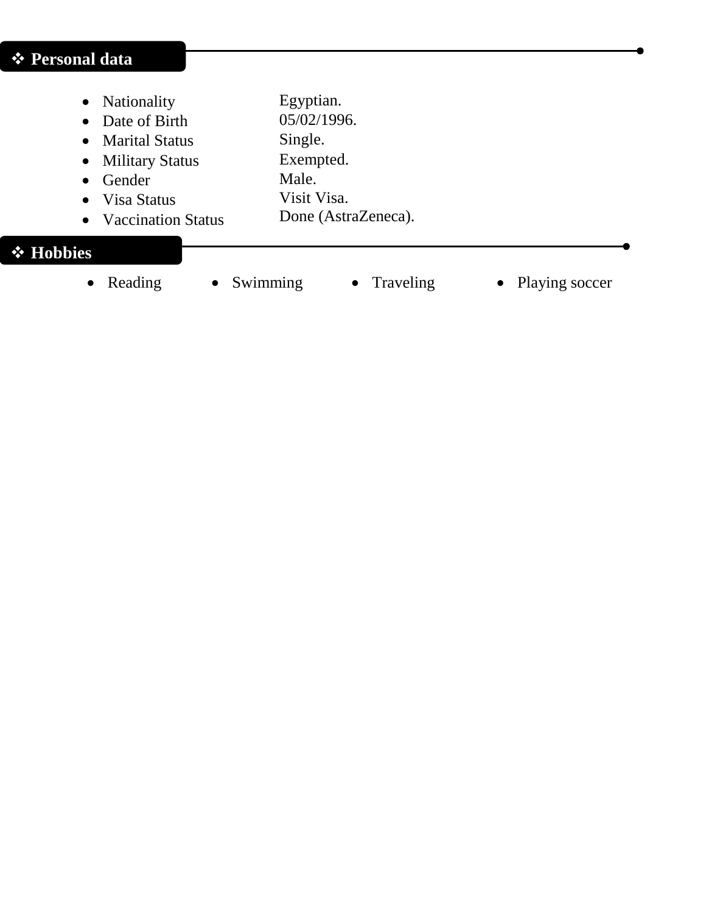## ❖ Personal data

| | |
|---|---|
| • Nationality | Egyptian. |
| • Date of Birth | 05/02/1996. |
| • Marital Status | Single. |
| • Military Status | Exempted. |
| • Gender | Male. |
| • Visa Status | Visit Visa. |
| • Vaccination Status | Done (AstraZeneca). |

## ❖ Hobbies

- Reading
- Swimming
- Traveling
- Playing soccer